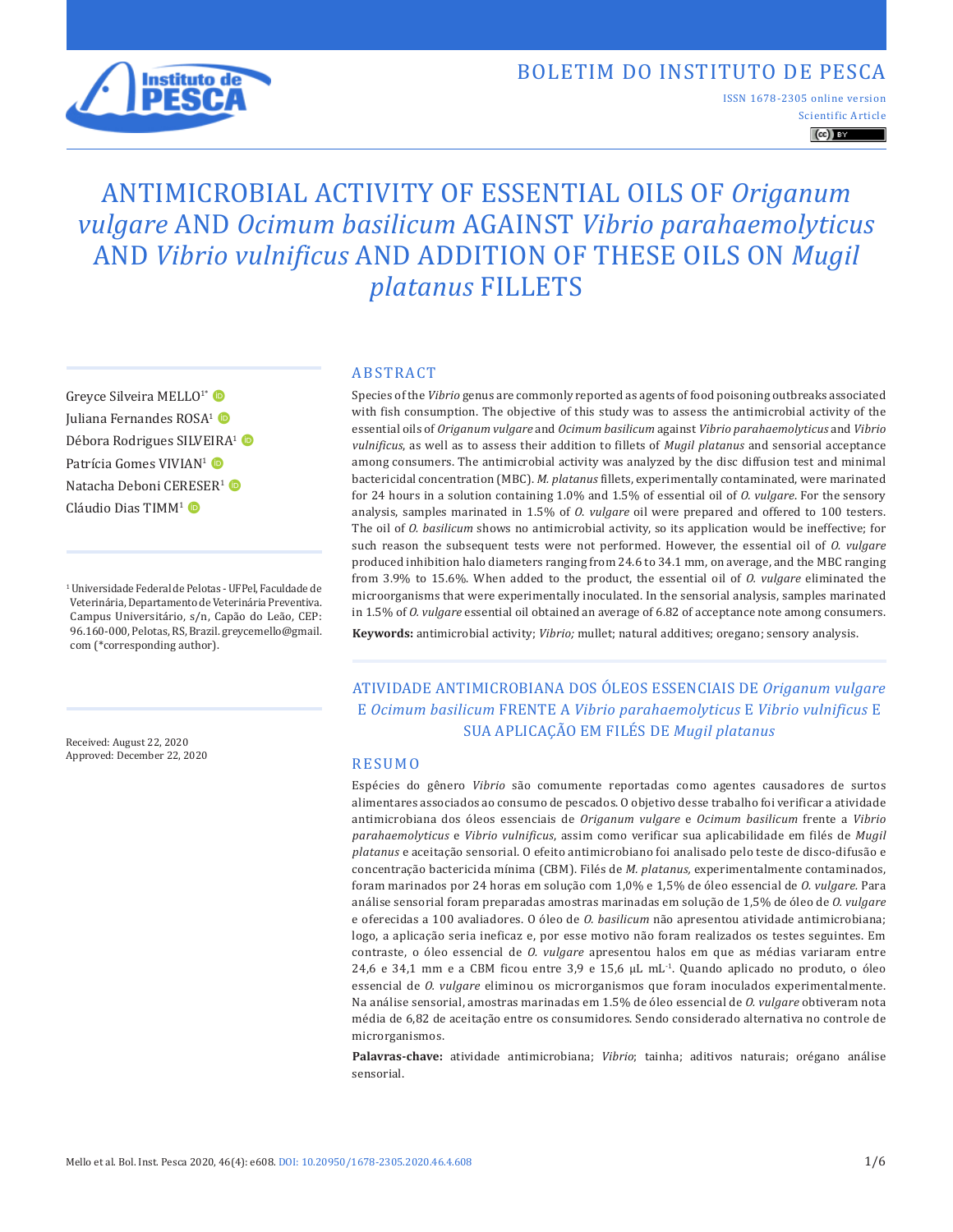BOLETIM DO INSTITUTO DE PESCA

ISSN 1678-2305 online version

Scientific Article

# ANTIMICROBIAL ACTIVITY OF ESSENTIAL OILS OF *Origanum vulgare* AND *Ocimum basilicum* AGAINST *Vibrio parahaemolyticus* AND *Vibrio vulnificus* AND ADDITION OF THESE OILS ON *Mugil platanus* FILLETS

Greyce Silveira MELLO[1*]
Juliana Fernandes ROSA[1]
Débora Rodrigues SILVEIRA[1]
Patrícia Gomes VIVIAN[1]
Natacha Deboni CERESER[1]
Cláudio Dias TIMM[1]

[1] Universidade Federal de Pelotas - UFPel, Faculdade de Veterinária, Departamento de Veterinária Preventiva. Campus Universitário, s/n, Capão do Leão, CEP: 96.160-000, Pelotas, RS, Brazil. greycemello@gmail.com (*corresponding author).

Received: August 22, 2020
Approved: December 22, 2020

## ABSTRACT

Species of the *Vibrio* genus are commonly reported as agents of food poisoning outbreaks associated with fish consumption. The objective of this study was to assess the antimicrobial activity of the essential oils of *Origanum vulgare* and *Ocimum basilicum* against *Vibrio parahaemolyticus* and *Vibrio vulnificus*, as well as to assess their addition to fillets of *Mugil platanus* and sensorial acceptance among consumers. The antimicrobial activity was analyzed by the disc diffusion test and minimal bactericidal concentration (MBC). *M. platanus* fillets, experimentally contaminated, were marinated for 24 hours in a solution containing 1.0% and 1.5% of essential oil of *O. vulgare*. For the sensory analysis, samples marinated in 1.5% of *O. vulgare* oil were prepared and offered to 100 testers. The oil of *O. basilicum* shows no antimicrobial activity, so its application would be ineffective; for such reason the subsequent tests were not performed. However, the essential oil of *O. vulgare* produced inhibition halo diameters ranging from 24.6 to 34.1 mm, on average, and the MBC ranging from 3.9% to 15.6%. When added to the product, the essential oil of *O. vulgare* eliminated the microorganisms that were experimentally inoculated. In the sensorial analysis, samples marinated in 1.5% of *O. vulgare* essential oil obtained an average of 6.82 of acceptance note among consumers.

**Keywords:** antimicrobial activity; *Vibrio;* mullet; natural additives; oregano; sensory analysis.

## ATIVIDADE ANTIMICROBIANA DOS ÓLEOS ESSENCIAIS DE *Origanum vulgare* E *Ocimum basilicum* FRENTE A *Vibrio parahaemolyticus* E *Vibrio vulnificus* E SUA APLICAÇÃO EM FILÉS DE *Mugil platanus*

## RESUMO

Espécies do gênero *Vibrio* são comumente reportadas como agentes causadores de surtos alimentares associados ao consumo de pescados. O objetivo desse trabalho foi verificar a atividade antimicrobiana dos óleos essenciais de *Origanum vulgare* e *Ocimum basilicum* frente a *Vibrio parahaemolyticus* e *Vibrio vulnificus*, assim como verificar sua aplicabilidade em filés de *Mugil platanus* e aceitação sensorial. O efeito antimicrobiano foi analisado pelo teste de disco-difusão e concentração bactericida mínima (CBM). Filés de *M. platanus,* experimentalmente contaminados, foram marinados por 24 horas em solução com 1,0% e 1,5% de óleo essencial de *O. vulgare.* Para análise sensorial foram preparadas amostras marinadas em solução de 1,5% de óleo de *O. vulgare* e oferecidas a 100 avaliadores. O óleo de *O. basilicum* não apresentou atividade antimicrobiana; logo, a aplicação seria ineficaz e, por esse motivo não foram realizados os testes seguintes. Em contraste, o óleo essencial de *O. vulgare* apresentou halos em que as médias variaram entre 24,6 e 34,1 mm e a CBM ficou entre 3,9 e 15,6 µL mL$^{-1}$. Quando aplicado no produto, o óleo essencial de *O. vulgare* eliminou os microrganismos que foram inoculados experimentalmente. Na análise sensorial, amostras marinadas em 1.5% de óleo essencial de *O. vulgare* obtiveram nota média de 6,82 de aceitação entre os consumidores. Sendo considerado alternativa no controle de microrganismos.

**Palavras-chave:** atividade antimicrobiana; *Vibrio*; tainha; aditivos naturais; orégano análise sensorial.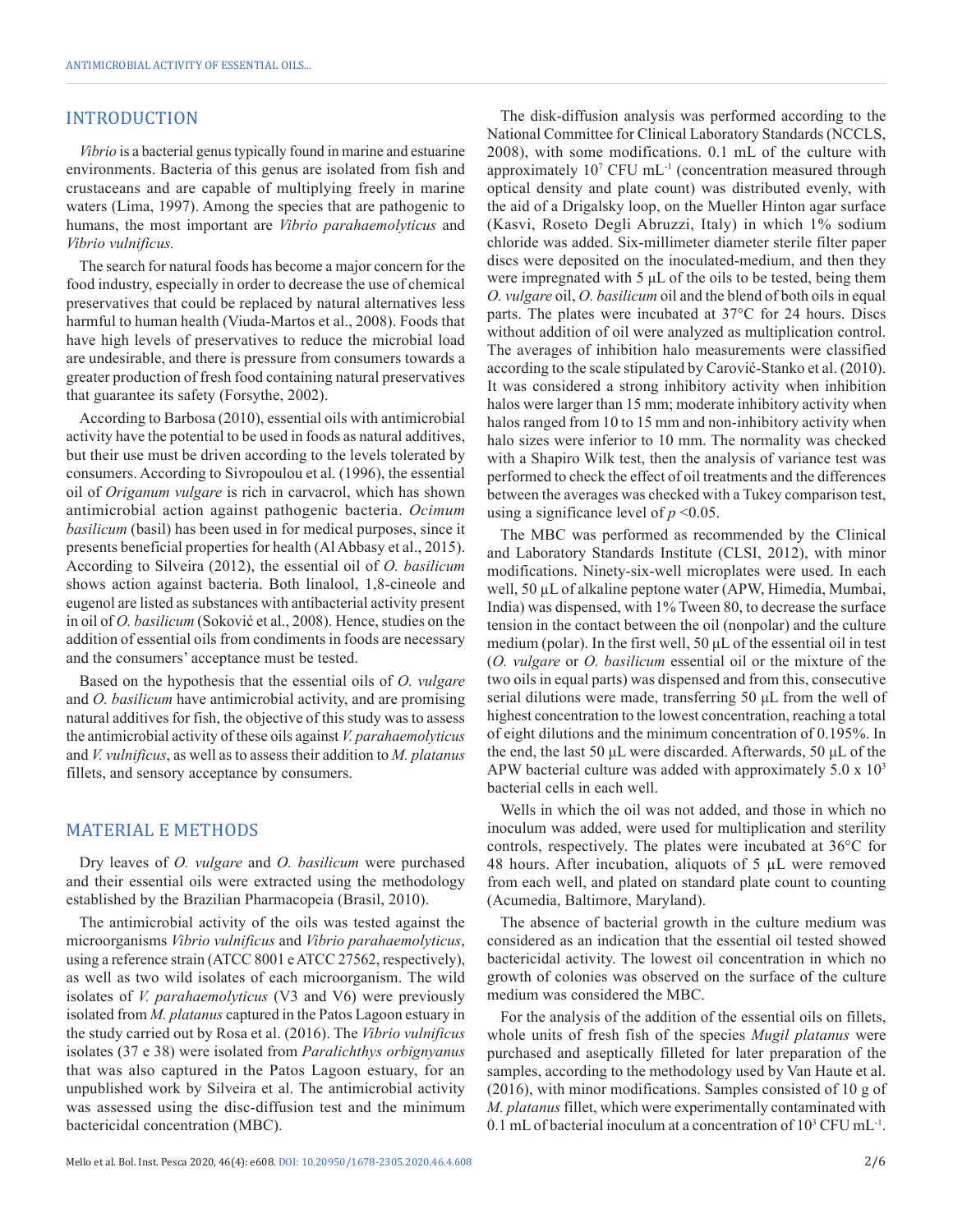## INTRODUCTION

*Vibrio* is a bacterial genus typically found in marine and estuarine environments. Bacteria of this genus are isolated from fish and crustaceans and are capable of multiplying freely in marine waters (Lima, 1997). Among the species that are pathogenic to humans, the most important are *Vibrio parahaemolyticus* and *Vibrio vulnificus.*

The search for natural foods has become a major concern for the food industry, especially in order to decrease the use of chemical preservatives that could be replaced by natural alternatives less harmful to human health (Viuda-Martos et al., 2008). Foods that have high levels of preservatives to reduce the microbial load are undesirable, and there is pressure from consumers towards a greater production of fresh food containing natural preservatives that guarantee its safety (Forsythe, 2002).

According to Barbosa (2010), essential oils with antimicrobial activity have the potential to be used in foods as natural additives, but their use must be driven according to the levels tolerated by consumers. According to Sivropoulou et al. (1996), the essential oil of *Origanum vulgare* is rich in carvacrol, which has shown antimicrobial action against pathogenic bacteria. *Ocimum basilicum* (basil) has been used in for medical purposes, since it presents beneficial properties for health (Al Abbasy et al., 2015). According to Silveira (2012), the essential oil of *O. basilicum* shows action against bacteria. Both linalool, 1,8-cineole and eugenol are listed as substances with antibacterial activity present in oil of *O. basilicum* (Soković et al., 2008). Hence, studies on the addition of essential oils from condiments in foods are necessary and the consumers' acceptance must be tested.

Based on the hypothesis that the essential oils of *O. vulgare* and *O. basilicum* have antimicrobial activity, and are promising natural additives for fish, the objective of this study was to assess the antimicrobial activity of these oils against *V. parahaemolyticus* and *V. vulnificus*, as well as to assess their addition to *M. platanus* fillets, and sensory acceptance by consumers.

## MATERIAL E METHODS

Dry leaves of *O. vulgare* and *O. basilicum* were purchased and their essential oils were extracted using the methodology established by the Brazilian Pharmacopeia (Brasil, 2010).

The antimicrobial activity of the oils was tested against the microorganisms *Vibrio vulnificus* and *Vibrio parahaemolyticus*, using a reference strain (ATCC 8001 e ATCC 27562, respectively), as well as two wild isolates of each microorganism. The wild isolates of *V. parahaemolyticus* (V3 and V6) were previously isolated from *M. platanus* captured in the Patos Lagoon estuary in the study carried out by Rosa et al. (2016). The *Vibrio vulnificus* isolates (37 e 38) were isolated from *Paralichthys orbignyanus* that was also captured in the Patos Lagoon estuary, for an unpublished work by Silveira et al. The antimicrobial activity was assessed using the disc-diffusion test and the minimum bactericidal concentration (MBC).

The disk-diffusion analysis was performed according to the National Committee for Clinical Laboratory Standards (NCCLS, 2008), with some modifications. 0.1 mL of the culture with approximately $10^7$ CFU $mL^{-1}$ (concentration measured through optical density and plate count) was distributed evenly, with the aid of a Drigalsky loop, on the Mueller Hinton agar surface (Kasvi, Roseto Degli Abruzzi, Italy) in which 1% sodium chloride was added. Six-millimeter diameter sterile filter paper discs were deposited on the inoculated-medium, and then they were impregnated with 5 µL of the oils to be tested, being them *O. vulgare* oil, *O. basilicum* oil and the blend of both oils in equal parts. The plates were incubated at 37°C for 24 hours. Discs without addition of oil were analyzed as multiplication control. The averages of inhibition halo measurements were classified according to the scale stipulated by Carović-Stanko et al. (2010). It was considered a strong inhibitory activity when inhibition halos were larger than 15 mm; moderate inhibitory activity when halos ranged from 10 to 15 mm and non-inhibitory activity when halo sizes were inferior to 10 mm. The normality was checked with a Shapiro Wilk test, then the analysis of variance test was performed to check the effect of oil treatments and the differences between the averages was checked with a Tukey comparison test, using a significance level of $p < 0.05$.

The MBC was performed as recommended by the Clinical and Laboratory Standards Institute (CLSI, 2012), with minor modifications. Ninety-six-well microplates were used. In each well, 50 µL of alkaline peptone water (APW, Himedia, Mumbai, India) was dispensed, with 1% Tween 80, to decrease the surface tension in the contact between the oil (nonpolar) and the culture medium (polar). In the first well, 50 µL of the essential oil in test (*O. vulgare* or *O. basilicum* essential oil or the mixture of the two oils in equal parts) was dispensed and from this, consecutive serial dilutions were made, transferring 50 µL from the well of highest concentration to the lowest concentration, reaching a total of eight dilutions and the minimum concentration of 0.195%. In the end, the last 50 µL were discarded. Afterwards, 50 µL of the APW bacterial culture was added with approximately 5.0 x $10^3$ bacterial cells in each well.

Wells in which the oil was not added, and those in which no inoculum was added, were used for multiplication and sterility controls, respectively. The plates were incubated at 36°C for 48 hours. After incubation, aliquots of 5 µL were removed from each well, and plated on standard plate count to counting (Acumedia, Baltimore, Maryland).

The absence of bacterial growth in the culture medium was considered as an indication that the essential oil tested showed bactericidal activity. The lowest oil concentration in which no growth of colonies was observed on the surface of the culture medium was considered the MBC.

For the analysis of the addition of the essential oils on fillets, whole units of fresh fish of the species *Mugil platanus* were purchased and aseptically filleted for later preparation of the samples, according to the methodology used by Van Haute et al. (2016), with minor modifications. Samples consisted of 10 g of *M. platanus* fillet, which were experimentally contaminated with 0.1 mL of bacterial inoculum at a concentration of $10^3$ CFU $mL^{-1}$.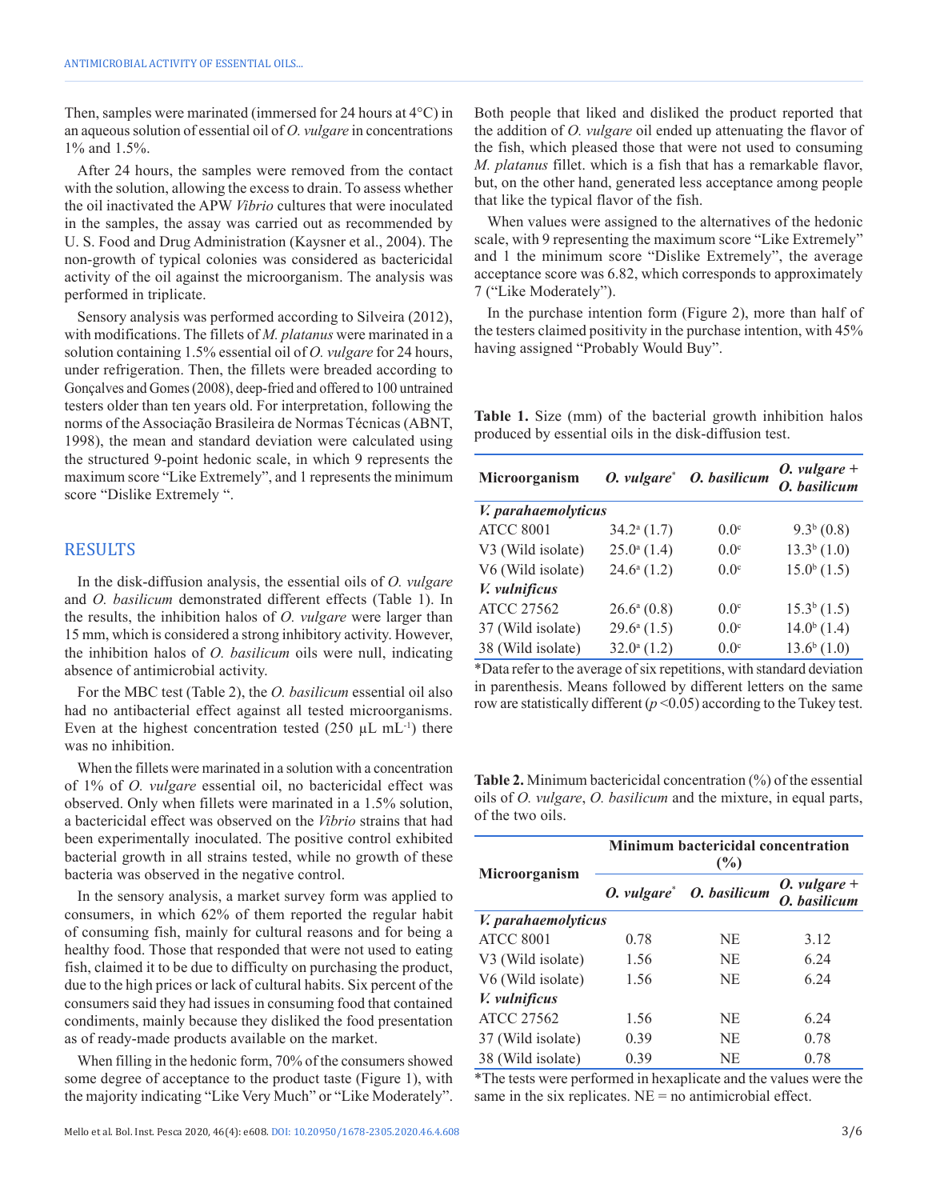Then, samples were marinated (immersed for 24 hours at 4°C) in an aqueous solution of essential oil of *O. vulgare* in concentrations 1% and 1.5%.

After 24 hours, the samples were removed from the contact with the solution, allowing the excess to drain. To assess whether the oil inactivated the APW *Vibrio* cultures that were inoculated in the samples, the assay was carried out as recommended by U. S. Food and Drug Administration (Kaysner et al., 2004). The non-growth of typical colonies was considered as bactericidal activity of the oil against the microorganism. The analysis was performed in triplicate.

Sensory analysis was performed according to Silveira (2012), with modifications. The fillets of *M. platanus* were marinated in a solution containing 1.5% essential oil of *O. vulgare* for 24 hours, under refrigeration. Then, the fillets were breaded according to Gonçalves and Gomes (2008), deep-fried and offered to 100 untrained testers older than ten years old. For interpretation, following the norms of the Associação Brasileira de Normas Técnicas (ABNT, 1998), the mean and standard deviation were calculated using the structured 9-point hedonic scale, in which 9 represents the maximum score "Like Extremely", and 1 represents the minimum score "Dislike Extremely ".

## RESULTS

In the disk-diffusion analysis, the essential oils of *O. vulgare* and *O. basilicum* demonstrated different effects (Table 1). In the results, the inhibition halos of *O. vulgare* were larger than 15 mm, which is considered a strong inhibitory activity. However, the inhibition halos of *O. basilicum* oils were null, indicating absence of antimicrobial activity.

For the MBC test (Table 2), the *O. basilicum* essential oil also had no antibacterial effect against all tested microorganisms. Even at the highest concentration tested (250 µL mL$^{-1}$) there was no inhibition.

When the fillets were marinated in a solution with a concentration of 1% of *O. vulgare* essential oil, no bactericidal effect was observed. Only when fillets were marinated in a 1.5% solution, a bactericidal effect was observed on the *Vibrio* strains that had been experimentally inoculated. The positive control exhibited bacterial growth in all strains tested, while no growth of these bacteria was observed in the negative control.

In the sensory analysis, a market survey form was applied to consumers, in which 62% of them reported the regular habit of consuming fish, mainly for cultural reasons and for being a healthy food. Those that responded that were not used to eating fish, claimed it to be due to difficulty on purchasing the product, due to the high prices or lack of cultural habits. Six percent of the consumers said they had issues in consuming food that contained condiments, mainly because they disliked the food presentation as of ready-made products available on the market.

When filling in the hedonic form, 70% of the consumers showed some degree of acceptance to the product taste (Figure 1), with the majority indicating "Like Very Much" or "Like Moderately". Both people that liked and disliked the product reported that the addition of *O. vulgare* oil ended up attenuating the flavor of the fish, which pleased those that were not used to consuming *M. platanus* fillet. which is a fish that has a remarkable flavor, but, on the other hand, generated less acceptance among people that like the typical flavor of the fish.

When values were assigned to the alternatives of the hedonic scale, with 9 representing the maximum score "Like Extremely" and 1 the minimum score "Dislike Extremely", the average acceptance score was 6.82, which corresponds to approximately 7 ("Like Moderately").

In the purchase intention form (Figure 2), more than half of the testers claimed positivity in the purchase intention, with 45% having assigned "Probably Would Buy".

**Table 1.** Size (mm) of the bacterial growth inhibition halos produced by essential oils in the disk-diffusion test.

| Microorganism | *O. vulgare** | *O. basilicum* | *O. vulgare* + *O. basilicum* |
|---|---|---|---|
| ***V. parahaemolyticus*** | | | |
| ATCC 8001 | 34.2$^a$ (1.7) | 0.0$^c$ | 9.3$^b$ (0.8) |
| V3 (Wild isolate) | 25.0$^a$ (1.4) | 0.0$^c$ | 13.3$^b$ (1.0) |
| V6 (Wild isolate) | 24.6$^a$ (1.2) | 0.0$^c$ | 15.0$^b$ (1.5) |
| ***V. vulnificus*** | | | |
| ATCC 27562 | 26.6$^a$ (0.8) | 0.0$^c$ | 15.3$^b$ (1.5) |
| 37 (Wild isolate) | 29.6$^a$ (1.5) | 0.0$^c$ | 14.0$^b$ (1.4) |
| 38 (Wild isolate) | 32.0$^a$ (1.2) | 0.0$^c$ | 13.6$^b$ (1.0) |

*Data refer to the average of six repetitions, with standard deviation in parenthesis. Means followed by different letters on the same row are statistically different ($p$ <0.05) according to the Tukey test.

**Table 2.** Minimum bactericidal concentration (%) of the essential oils of *O. vulgare*, *O. basilicum* and the mixture, in equal parts, of the two oils.

| Microorganism | Minimum bactericidal concentration (%) | | |
|---|---|---|---|
| | *O. vulgare** | *O. basilicum* | *O. vulgare* + *O. basilicum* |
| ***V. parahaemolyticus*** | | | |
| ATCC 8001 | 0.78 | NE | 3.12 |
| V3 (Wild isolate) | 1.56 | NE | 6.24 |
| V6 (Wild isolate) | 1.56 | NE | 6.24 |
| ***V. vulnificus*** | | | |
| ATCC 27562 | 1.56 | NE | 6.24 |
| 37 (Wild isolate) | 0.39 | NE | 0.78 |
| 38 (Wild isolate) | 0.39 | NE | 0.78 |

*The tests were performed in hexaplicate and the values were the same in the six replicates. NE = no antimicrobial effect.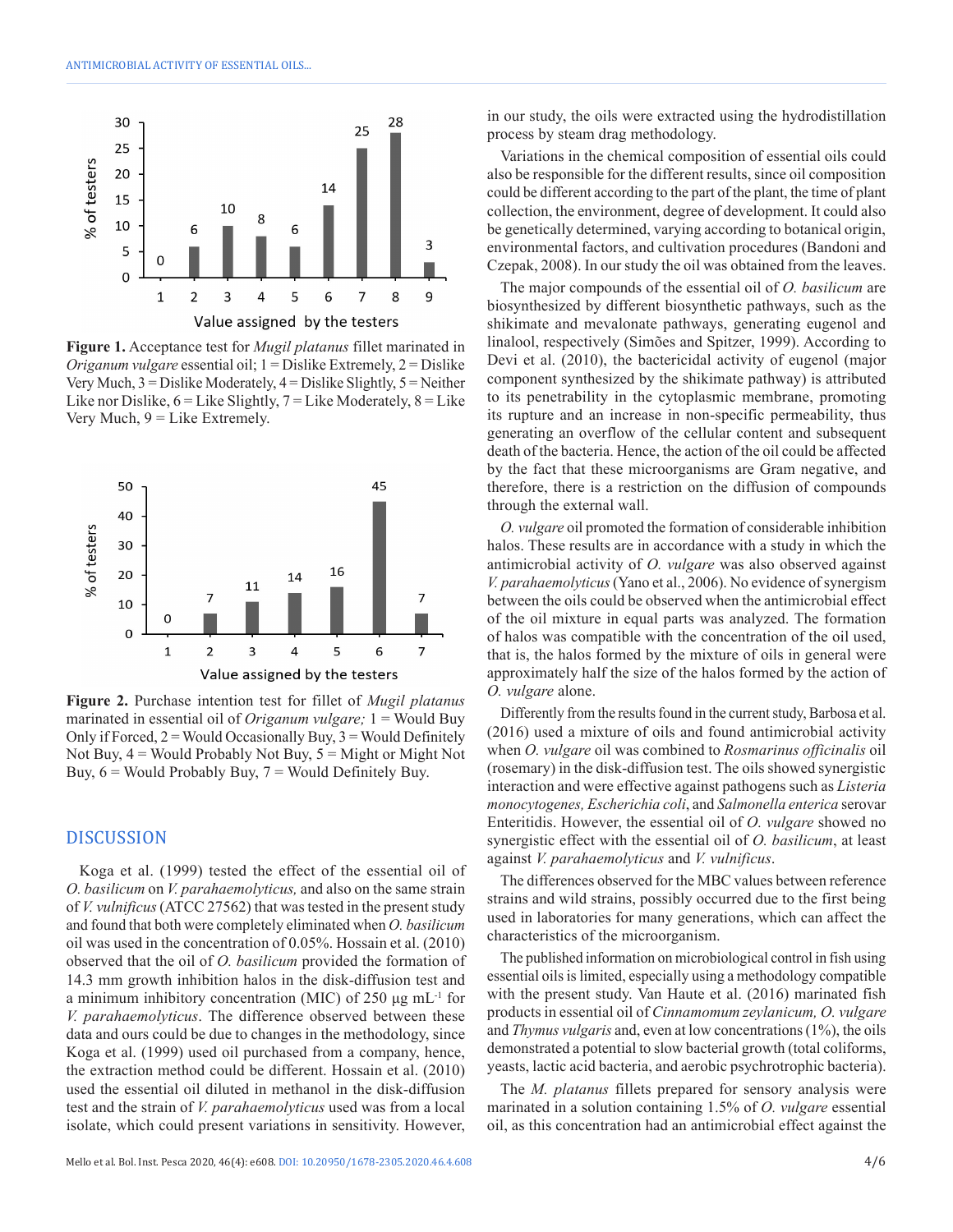Figure 1. Acceptance test for *Mugil platanus* fillet marinated in *Origanum vulgare* essential oil; 1 = Dislike Extremely, 2 = Dislike Very Much, 3 = Dislike Moderately, 4 = Dislike Slightly, 5 = Neither Like nor Dislike, 6 = Like Slightly, 7 = Like Moderately, 8 = Like Very Much, 9 = Like Extremely.

Figure 2. Purchase intention test for fillet of *Mugil platanus* marinated in essential oil of *Origanum vulgare;* 1 = Would Buy Only if Forced, 2 = Would Occasionally Buy, 3 = Would Definitely Not Buy, 4 = Would Probably Not Buy, 5 = Might or Might Not Buy, 6 = Would Probably Buy, 7 = Would Definitely Buy.

## DISCUSSION

Koga et al. (1999) tested the effect of the essential oil of *O. basilicum* on *V. parahaemolyticus,* and also on the same strain of *V. vulnificus* (ATCC 27562) that was tested in the present study and found that both were completely eliminated when *O. basilicum* oil was used in the concentration of 0.05%. Hossain et al. (2010) observed that the oil of *O. basilicum* provided the formation of 14.3 mm growth inhibition halos in the disk-diffusion test and a minimum inhibitory concentration (MIC) of 250 µg mL$^{-1}$ for *V. parahaemolyticus*. The difference observed between these data and ours could be due to changes in the methodology, since Koga et al. (1999) used oil purchased from a company, hence, the extraction method could be different. Hossain et al. (2010) used the essential oil diluted in methanol in the disk-diffusion test and the strain of *V. parahaemolyticus* used was from a local isolate, which could present variations in sensitivity. However, in our study, the oils were extracted using the hydrodistillation process by steam drag methodology.

Variations in the chemical composition of essential oils could also be responsible for the different results, since oil composition could be different according to the part of the plant, the time of plant collection, the environment, degree of development. It could also be genetically determined, varying according to botanical origin, environmental factors, and cultivation procedures (Bandoni and Czepak, 2008). In our study the oil was obtained from the leaves.

The major compounds of the essential oil of *O. basilicum* are biosynthesized by different biosynthetic pathways, such as the shikimate and mevalonate pathways, generating eugenol and linalool, respectively (Simões and Spitzer, 1999). According to Devi et al. (2010), the bactericidal activity of eugenol (major component synthesized by the shikimate pathway) is attributed to its penetrability in the cytoplasmic membrane, promoting its rupture and an increase in non-specific permeability, thus generating an overflow of the cellular content and subsequent death of the bacteria. Hence, the action of the oil could be affected by the fact that these microorganisms are Gram negative, and therefore, there is a restriction on the diffusion of compounds through the external wall.

*O. vulgare* oil promoted the formation of considerable inhibition halos. These results are in accordance with a study in which the antimicrobial activity of *O. vulgare* was also observed against *V. parahaemolyticus* (Yano et al., 2006). No evidence of synergism between the oils could be observed when the antimicrobial effect of the oil mixture in equal parts was analyzed. The formation of halos was compatible with the concentration of the oil used, that is, the halos formed by the mixture of oils in general were approximately half the size of the halos formed by the action of *O. vulgare* alone.

Differently from the results found in the current study, Barbosa et al. (2016) used a mixture of oils and found antimicrobial activity when *O. vulgare* oil was combined to *Rosmarinus officinalis* oil (rosemary) in the disk-diffusion test. The oils showed synergistic interaction and were effective against pathogens such as *Listeria monocytogenes, Escherichia coli*, and *Salmonella enterica* serovar Enteritidis. However, the essential oil of *O. vulgare* showed no synergistic effect with the essential oil of *O. basilicum*, at least against *V. parahaemolyticus* and *V. vulnificus*.

The differences observed for the MBC values between reference strains and wild strains, possibly occurred due to the first being used in laboratories for many generations, which can affect the characteristics of the microorganism.

The published information on microbiological control in fish using essential oils is limited, especially using a methodology compatible with the present study. Van Haute et al. (2016) marinated fish products in essential oil of *Cinnamomum zeylanicum, O. vulgare* and *Thymus vulgaris* and, even at low concentrations (1%), the oils demonstrated a potential to slow bacterial growth (total coliforms, yeasts, lactic acid bacteria, and aerobic psychrotrophic bacteria).

The *M. platanus* fillets prepared for sensory analysis were marinated in a solution containing 1.5% of *O. vulgare* essential oil, as this concentration had an antimicrobial effect against the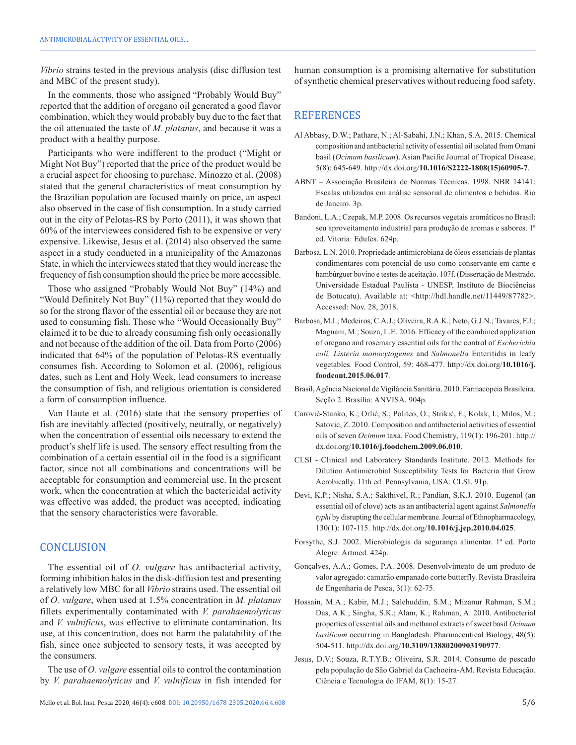*Vibrio* strains tested in the previous analysis (disc diffusion test and MBC of the present study).

In the comments, those who assigned "Probably Would Buy" reported that the addition of oregano oil generated a good flavor combination, which they would probably buy due to the fact that the oil attenuated the taste of *M. platanus*, and because it was a product with a healthy purpose.

Participants who were indifferent to the product ("Might or Might Not Buy") reported that the price of the product would be a crucial aspect for choosing to purchase. Minozzo et al. (2008) stated that the general characteristics of meat consumption by the Brazilian population are focused mainly on price, an aspect also observed in the case of fish consumption. In a study carried out in the city of Pelotas-RS by Porto (2011), it was shown that 60% of the interviewees considered fish to be expensive or very expensive. Likewise, Jesus et al. (2014) also observed the same aspect in a study conducted in a municipality of the Amazonas State, in which the interviewees stated that they would increase the frequency of fish consumption should the price be more accessible.

Those who assigned "Probably Would Not Buy" (14%) and "Would Definitely Not Buy" (11%) reported that they would do so for the strong flavor of the essential oil or because they are not used to consuming fish. Those who "Would Occasionally Buy" claimed it to be due to already consuming fish only occasionally and not because of the addition of the oil. Data from Porto (2006) indicated that 64% of the population of Pelotas-RS eventually consumes fish. According to Solomon et al. (2006), religious dates, such as Lent and Holy Week, lead consumers to increase the consumption of fish, and religious orientation is considered a form of consumption influence.

Van Haute et al. (2016) state that the sensory properties of fish are inevitably affected (positively, neutrally, or negatively) when the concentration of essential oils necessary to extend the product's shelf life is used. The sensory effect resulting from the combination of a certain essential oil in the food is a significant factor, since not all combinations and concentrations will be acceptable for consumption and commercial use. In the present work, when the concentration at which the bactericidal activity was effective was added, the product was accepted, indicating that the sensory characteristics were favorable.

## CONCLUSION

The essential oil of *O. vulgare* has antibacterial activity, forming inhibition halos in the disk-diffusion test and presenting a relatively low MBC for all *Vibrio* strains used. The essential oil of *O. vulgare*, when used at 1.5% concentration in *M. platanus* fillets experimentally contaminated with *V. parahaemolyticus* and *V. vulnificus*, was effective to eliminate contamination. Its use, at this concentration, does not harm the palatability of the fish, since once subjected to sensory tests, it was accepted by the consumers.

The use of *O. vulgare* essential oils to control the contamination by *V. parahaemolyticus* and *V. vulnificus* in fish intended for human consumption is a promising alternative for substitution of synthetic chemical preservatives without reducing food safety.

## REFERENCES

Al Abbasy, D.W.; Pathare, N.; Al-Sabahi, J.N.; Khan, S.A. 2015. Chemical composition and antibacterial activity of essential oil isolated from Omani basil (*Ocimum basilicum*). Asian Pacific Journal of Tropical Disease, 5(8): 645-649. http://dx.doi.org/**10.1016/S2222-1808(15)60905-7**.

ABNT – Associação Brasileira de Normas Técnicas. 1998. NBR 14141: Escalas utilizadas em análise sensorial de alimentos e bebidas. Rio de Janeiro. 3p.

Bandoni, L.A.; Czepak, M.P. 2008. Os recursos vegetais aromáticos no Brasil: seu aproveitamento industrial para produção de aromas e sabores. 1ª ed. Vitoria: Edufes. 624p.

Barbosa, L.N. 2010. Propriedade antimicrobiana de óleos essenciais de plantas condimentares com potencial de uso como conservante em carne e hambúrguer bovino e testes de aceitação. 107f. (Dissertação de Mestrado. Universidade Estadual Paulista - UNESP, Instituto de Biociências de Botucatu). Available at: <http://hdl.handle.net/11449/87782>. Accessed: Nov. 28, 2018.

Barbosa, M.I.; Medeiros, C.A.J.; Oliveira, R.A.K.; Neto, G.J.N.; Tavares, F.J.; Magnani, M.; Souza, L.E. 2016. Efficacy of the combined applization of oregano and rosemary essential oils for the control of *Escherichia coli, Listeria monocytogenes* and *Salmonella* Enteritidis in leafy vegetables. Food Control, 59: 468-477. http://dx.doi.org/**10.1016/j.foodcont.2015.06.017**.

Brasil, Agência Nacional de Vigilância Sanitária. 2010. Farmacopeia Brasileira. Seção 2. Brasília: ANVISA. 904p.

Carović-Stanko, K.; Orlić, S.; Politeo, O.; Strikić, F.; Kolak, I.; Milos, M.; Satovic, Z. 2010. Composition and antibacterial activities of essential oils of seven *Ocimum* taxa. Food Chemistry, 119(1): 196-201. http://dx.doi.org/**10.1016/j.foodchem.2009.06.010**.

CLSI - Clinical and Laboratory Standards Institute. 2012. Methods for Dilution Antimicrobial Susceptibility Tests for Bacteria that Grow Aerobically. 11th ed. Pennsylvania, USA: CLSI. 91p.

Devi, K.P.; Nisha, S.A.; Sakthivel, R.; Pandian, S.K.J. 2010. Eugenol (an essential oil of clove) acts as an antibacterial agent against *Salmonella typhi* by disrupting the cellular membrane. Journal of Ethnopharmacology, 130(1): 107-115. http://dx.doi.org/**10.1016/j.jep.2010.04.025**.

Forsythe, S.J. 2002. Microbiologia da segurança alimentar. 1ª ed. Porto Alegre: Artmed. 424p.

Gonçalves, A.A.; Gomes, P.A. 2008. Desenvolvimento de um produto de valor agregado: camarão empanado corte butterfly. Revista Brasileira de Engenharia de Pesca, 3(1): 62-75.

Hossain, M.A.; Kabir, M.J.; Salehuddin, S.M.; Mizanur Rahman, S.M.; Das, A.K.; Singha, S.K.; Alam, K.; Rahman, A. 2010. Antibacterial properties of essential oils and methanol extracts of sweet basil *Ocimum basilicum* occurring in Bangladesh. Pharmaceutical Biology, 48(5): 504-511. http://dx.doi.org/**10.3109/13880200903190977**.

Jesus, D.V.; Souza, R.T.Y.B.; Oliveira, S.R. 2014. Consumo de pescado pela população de São Gabriel da Cachoeira-AM. Revista Educação. Ciência e Tecnologia do IFAM, 8(1): 15-27.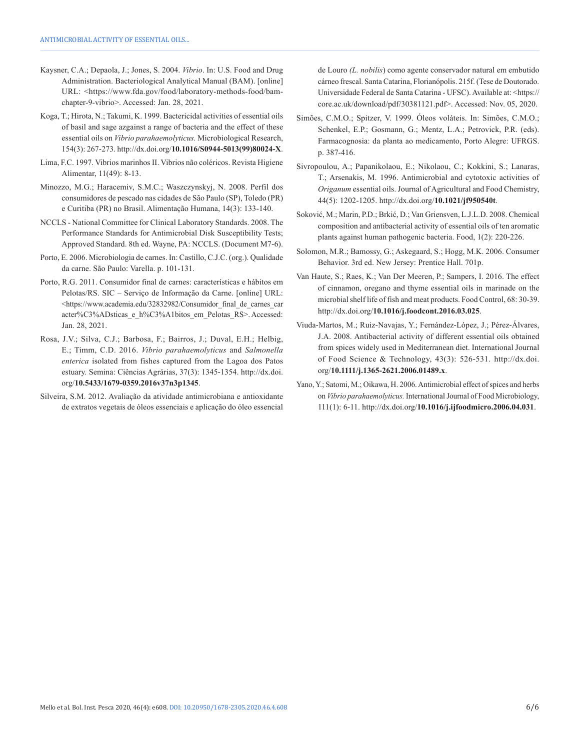Kaysner, C.A.; Depaola, J.; Jones, S. 2004. *Vibrio*. In: U.S. Food and Drug Administration. Bacteriological Analytical Manual (BAM). [online] URL: <https://www.fda.gov/food/laboratory-methods-food/bam-chapter-9-vibrio>. Accessed: Jan. 28, 2021.

Koga, T.; Hirota, N.; Takumi, K. 1999. Bactericidal activities of essential oils of basil and sage azgainst a range of bacteria and the effect of these essential oils on *Vibrio parahaemolyticus.* Microbiological Research, 154(3): 267-273. http://dx.doi.org/**10.1016/S0944-5013(99)80024-X**.

Lima, F.C. 1997. Vibrios marinhos II. Vibrios não coléricos. Revista Higiene Alimentar, 11(49): 8-13.

Minozzo, M.G.; Haracemiv, S.M.C.; Waszczynskyj, N. 2008. Perfil dos consumidores de pescado nas cidades de São Paulo (SP), Toledo (PR) e Curitiba (PR) no Brasil. Alimentação Humana, 14(3): 133-140.

NCCLS - National Committee for Clinical Laboratory Standards. 2008. The Performance Standards for Antimicrobial Disk Susceptibility Tests; Approved Standard. 8th ed. Wayne, PA: NCCLS. (Document M7-6).

Porto, E. 2006. Microbiologia de carnes. In: Castillo, C.J.C. (org.). Qualidade da carne. São Paulo: Varella. p. 101-131.

Porto, R.G. 2011. Consumidor final de carnes: características e hábitos em Pelotas/RS. SIC – Serviço de Informação da Carne. [online] URL: <https://www.academia.edu/32832982/Consumidor_final_de_carnes_caracter%C3%ADsticas_e_h%C3%A1bitos_em_Pelotas_RS>. Accessed: Jan. 28, 2021.

Rosa, J.V.; Silva, C.J.; Barbosa, F.; Bairros, J.; Duval, E.H.; Helbig, E.; Timm, C.D. 2016. *Vibrio parahaemolyticus* and *Salmonella enterica* isolated from fishes captured from the Lagoa dos Patos estuary. Semina: Ciências Agrárias, 37(3): 1345-1354. http://dx.doi.org/**10.5433/1679-0359.2016v37n3p1345**.

Silveira, S.M. 2012. Avaliação da atividade antimicrobiana e antioxidante de extratos vegetais de óleos essenciais e aplicação do óleo essencial de Louro *(L. nobilis*) como agente conservador natural em embutido cárneo frescal. Santa Catarina, Florianópolis. 215f. (Tese de Doutorado. Universidade Federal de Santa Catarina - UFSC). Available at: <https://core.ac.uk/download/pdf/30381121.pdf>. Accessed: Nov. 05, 2020.

Simões, C.M.O.; Spitzer, V. 1999. Óleos voláteis. In: Simões, C.M.O.; Schenkel, E.P.; Gosmann, G.; Mentz, L.A.; Petrovick, P.R. (eds). Farmacognosia: da planta ao medicamento, Porto Alegre: UFRGS. p. 387-416.

Sivropoulou, A.; Papanikolaou, E.; Nikolaou, C.; Kokkini, S.; Lanaras, T.; Arsenakis, M. 1996. Antimicrobial and cytotoxic activities of *Origanum* essential oils. Journal of Agricultural and Food Chemistry, 44(5): 1202-1205. http://dx.doi.org/**10.1021/jf950540t**.

Soković, M.; Marin, P.D.; Brkić, D.; Van Griensven, L.J.L.D. 2008. Chemical composition and antibacterial activity of essential oils of ten aromatic plants against human pathogenic bacteria. Food, 1(2): 220-226.

Solomon, M.R.; Bamossy, G.; Askegaard, S.; Hogg, M.K. 2006. Consumer Behavior. 3rd ed. New Jersey: Prentice Hall. 701p.

Van Haute, S.; Raes, K.; Van Der Meeren, P.; Sampers, I. 2016. The effect of cinnamon, oregano and thyme essential oils in marinade on the microbial shelf life of fish and meat products. Food Control, 68: 30-39. http://dx.doi.org/**10.1016/j.foodcont.2016.03.025**.

Viuda-Martos, M.; Ruiz-Navajas, Y.; Fernández-López, J.; Pérez-Álvares, J.A. 2008. Antibacterial activity of different essential oils obtained from spices widely used in Mediterranean diet. International Journal of Food Science & Technology, 43(3): 526-531. http://dx.doi.org/**10.1111/j.1365-2621.2006.01489.x**.

Yano, Y.; Satomi, M.; Oikawa, H. 2006. Antimicrobial effect of spices and herbs on *Vibrio parahaemolyticus.* International Journal of Food Microbiology, 111(1): 6-11. http://dx.doi.org/**10.1016/j.ijfoodmicro.2006.04.031**.